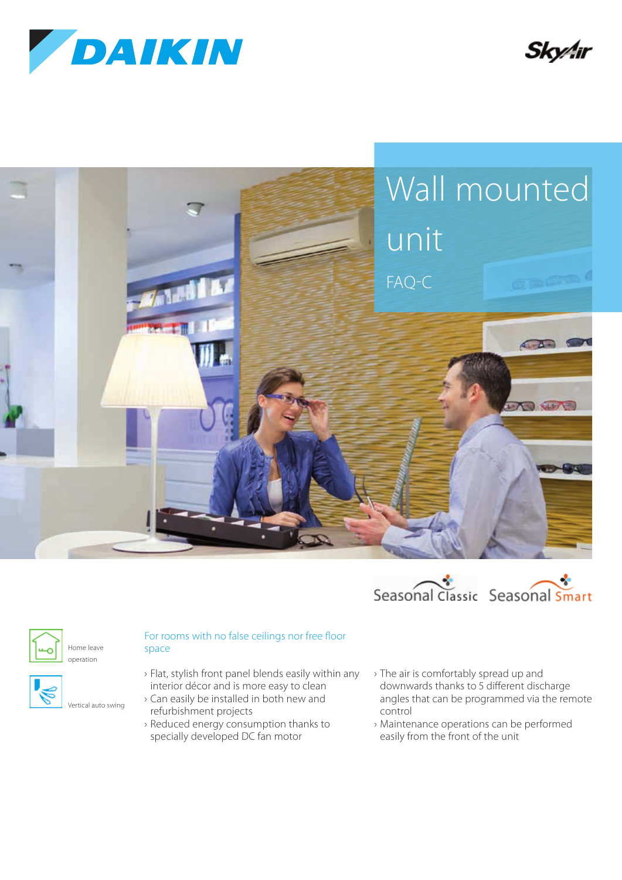DAIKIN

SkyAir

# Wall mounted unit

FAQ-C

Seasonal Classic Seasonal Smart

Home leave operation

Vertical auto swing

## For rooms with no false ceilings nor free floor space

- Flat, stylish front panel blends easily within any interior décor and is more easy to clean
- Can easily be installed in both new and refurbishment projects
- Reduced energy consumption thanks to specially developed DC fan motor
- The air is comfortably spread up and downwards thanks to 5 different discharge angles that can be programmed via the remote control
- Maintenance operations can be performed easily from the front of the unit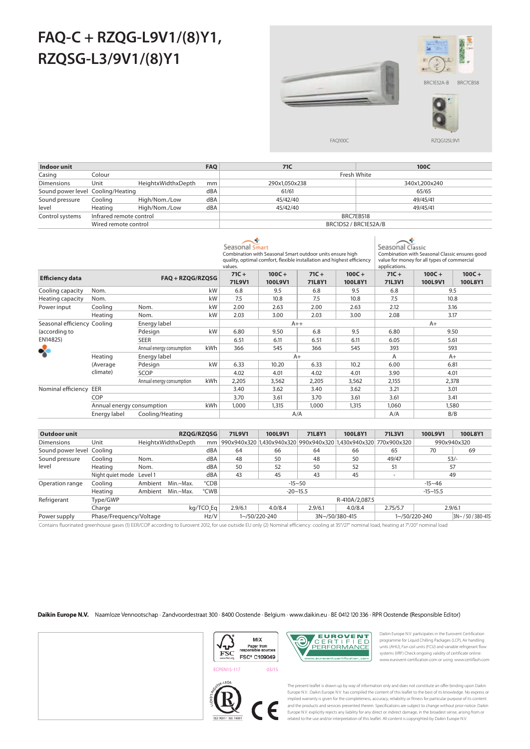# FAQ-C + RZQG-L9V1/(8)Y1, RZQSG-L3/9V1/(8)Y1

BRC1E52A-B BRC7CB58

FAQ100C RZQG125L9V1

| Indoor unit | | | FAQ | 71C | 100C |
|---|---|---|---|---|---|
| Casing | Colour | | | Fresh White | |
| Dimensions | Unit | HeightxWidthxDepth | mm | 290x1,050x238 | 340x1,200x240 |
| Sound power level | Cooling/Heating | | dBA | 61/61 | 65/65 |
| Sound pressure level | Cooling | High/Nom./Low | dBA | 45/42/40 | 49/45/41 |
| | Heating | High/Nom./Low | dBA | 45/42/40 | 49/45/41 |
| Control systems | Infrared remote control | | | BRC7EB518 | |
| | Wired remote control | | | BRC1D52 / BRC1E52A/B | |

**Seasonal Smart** – Combination with Seasonal Smart outdoor units ensure high quality, optimal comfort, flexible installation and highest efficiency values.

**Seasonal Classic** – Combination with Seasonal Classic ensures good value for money for all types of commercial applications.

| Efficiency data | | | FAQ + RZQG/RZQSG | 71C + 71L9V1 | 100C + 100L9V1 | 71C + 71L8Y1 | 100C + 100L8Y1 | 71C + 71L3V1 | 100C + 100L9V1 | 100C + 100L8Y1 |
|---|---|---|---|---|---|---|---|---|---|---|
| Cooling capacity | Nom. | | kW | 6.8 | 9.5 | 6.8 | 9.5 | 6.8 | 9.5 | |
| Heating capacity | Nom. | | kW | 7.5 | 10.8 | 7.5 | 10.8 | 7.5 | 10.8 | |
| Power input | Cooling | Nom. | kW | 2.00 | 2.63 | 2.00 | 2.63 | 2.12 | 3.16 | |
| | Heating | Nom. | kW | 2.03 | 3.00 | 2.03 | 3.00 | 2.08 | 3.17 | |
| Seasonal efficiency (according to EN14825) | Cooling | Energy label | | A++ | | | | A+ | | |
| | | Pdesign | kW | 6.80 | 9.50 | 6.8 | 9.5 | 6.80 | 9.50 | |
| | | SEER | | 6.51 | 6.11 | 6.51 | 6.11 | 6.05 | 5.61 | |
| | | Annual energy consumption | kWh | 366 | 545 | 366 | 545 | 393 | 593 | |
| | Heating (Average climate) | Energy label | | A+ | | | | A | A+ | |
| | | Pdesign | kW | 6.33 | 10.20 | 6.33 | 10.2 | 6.00 | 6.81 | |
| | | SCOP | | 4.02 | 4.01 | 4.02 | 4.01 | 3.90 | 4.01 | |
| | | Annual energy consumption | kWh | 2,205 | 3,562 | 2,205 | 3,562 | 2,155 | 2,378 | |
| Nominal efficiency | EER | | | 3.40 | 3.62 | 3.40 | 3.62 | 3.21 | 3.01 | |
| | COP | | | 3.70 | 3.61 | 3.70 | 3.61 | 3.61 | 3.41 | |
| | Annual energy consumption | | kWh | 1,000 | 1,315 | 1,000 | 1,315 | 1,060 | 1,580 | |
| | Energy label | Cooling/Heating | | A/A | | | | A/A | B/B | |

| Outdoor unit | | | RZQG/RZQSG | 71L9V1 | 100L9V1 | 71L8Y1 | 100L8Y1 | 71L3V1 | 100L9V1 | 100L8Y1 |
|---|---|---|---|---|---|---|---|---|---|---|
| Dimensions | Unit | HeightxWidthxDepth | mm | 990x940x320 | 1,430x940x320 | 990x940x320 | 1,430x940x320 | 770x900x320 | 990x940x320 | |
| Sound power level | Cooling | | dBA | 64 | 66 | 64 | 66 | 65 | 70 | 69 |
| Sound pressure level | Cooling | Nom. | dBA | 48 | 50 | 48 | 50 | 49/47 | 53/- | |
| | Heating | Nom. | dBA | 50 | 52 | 50 | 52 | 51 | 57 | |
| | Night quiet mode | Level 1 | dBA | 43 | 45 | 43 | 45 | - | 49 | |
| Operation range | Cooling | Ambient Min.~Max. | °CDB | -15~50 | | | | -15~46 | | |
| | Heating | Ambient Min.~Max. | °CWB | -20~15.5 | | | | -15~15.5 | | |
| Refrigerant | Type/GWP | | | R-410A/2,087.5 | | | | | | |
| | Charge | | kg/TCO₂Eq | 2.9/6.1 | 4.0/8.4 | 2.9/6.1 | 4.0/8.4 | 2.75/5.7 | 2.9/6.1 | |
| Power supply | Phase/Frequency/Voltage | | Hz/V | 1~/50/220-240 | | 3N~/50/380-415 | | 1~/50/220-240 | | 3N~/50/380-415 |

Contains fluorinated greenhouse gases (1) EER/COP according to Eurovent 2012, for use outside EU only (2) Nominal efficiency: cooling at 35°/27° nominal load, heating at 7°/20° nominal load

**Daikin Europe N.V.** Naamloze Vennootschap · Zandvoordestraat 300 · 8400 Oostende · Belgium · www.daikin.eu · BE 0412 120 336 · RPR Oostende (Responsible Editor)

MIX Paper from responsible sources FSC® C109049

ECPEN15-117 03/15

Daikin Europe N.V. participates in the Eurovent Certification programme for Liquid Chilling Packages (LCP), Air handling units (AHU), Fan coil units (FCU) and variable refrigerant flow systems (VRF) Check ongoing validity of certificate online: www.eurovent-certification.com or using: www.certiflash.com

The present leaflet is drawn up by way of information only and does not constitute an offer binding upon Daikin Europe N.V.. Daikin Europe N.V. has compiled the content of this leaflet to the best of its knowledge. No express or implied warranty is given for the completeness, accuracy, reliability or fitness for particular purpose of its content and the products and services presented therein. Specifications are subject to change without prior notice. Daikin Europe N.V. explicitly rejects any liability for any direct or indirect damage, in the broadest sense, arising from or related to the use and/or interpretation of this leaflet. All content is copyrighted by Daikin Europe N.V.